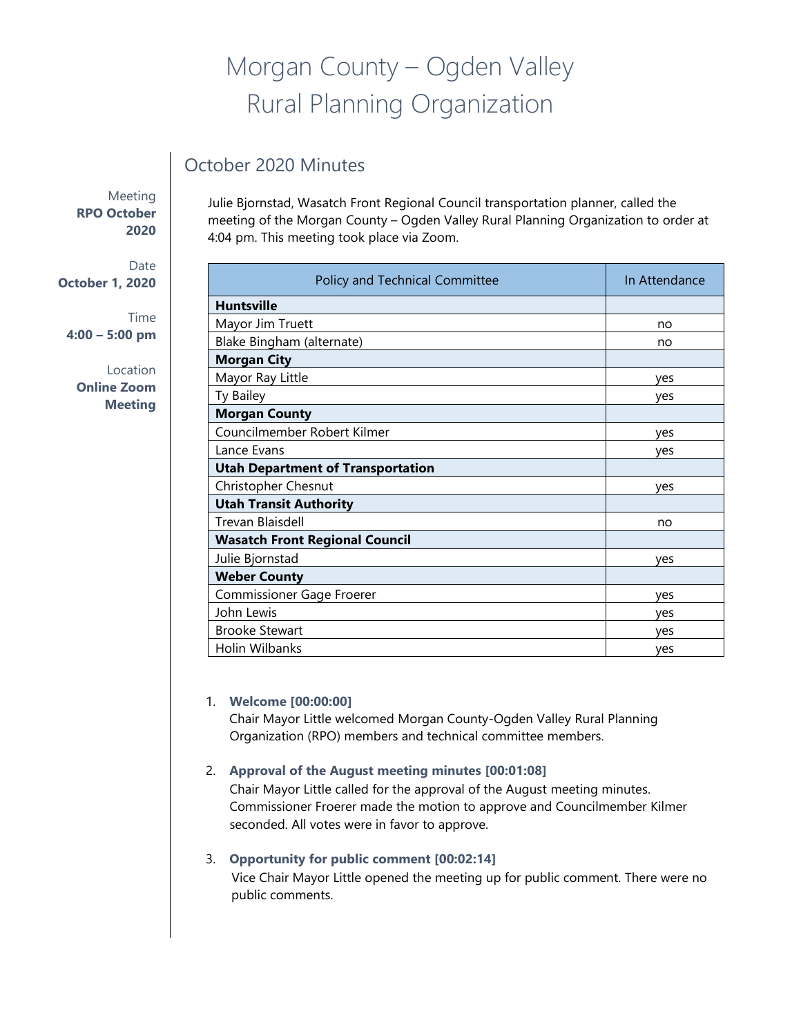# Morgan County – Ogden Valley Rural Planning Organization

## October 2020 Minutes

Meeting
**RPO October 2020**

Date
**October 1, 2020**

Time
**4:00 – 5:00 pm**

Location
**Online Zoom Meeting**

Julie Bjornstad, Wasatch Front Regional Council transportation planner, called the meeting of the Morgan County – Ogden Valley Rural Planning Organization to order at 4:04 pm. This meeting took place via Zoom.

| Policy and Technical Committee | In Attendance |
|---|---|
| **Huntsville** | |
| Mayor Jim Truett | no |
| Blake Bingham (alternate) | no |
| **Morgan City** | |
| Mayor Ray Little | yes |
| Ty Bailey | yes |
| **Morgan County** | |
| Councilmember Robert Kilmer | yes |
| Lance Evans | yes |
| **Utah Department of Transportation** | |
| Christopher Chesnut | yes |
| **Utah Transit Authority** | |
| Trevan Blaisdell | no |
| **Wasatch Front Regional Council** | |
| Julie Bjornstad | yes |
| **Weber County** | |
| Commissioner Gage Froerer | yes |
| John Lewis | yes |
| Brooke Stewart | yes |
| Holin Wilbanks | yes |

1. **Welcome [00:00:00]**
   Chair Mayor Little welcomed Morgan County-Ogden Valley Rural Planning Organization (RPO) members and technical committee members.

2. **Approval of the August meeting minutes [00:01:08]**
   Chair Mayor Little called for the approval of the August meeting minutes. Commissioner Froerer made the motion to approve and Councilmember Kilmer seconded. All votes were in favor to approve.

3. **Opportunity for public comment [00:02:14]**
   Vice Chair Mayor Little opened the meeting up for public comment. There were no public comments.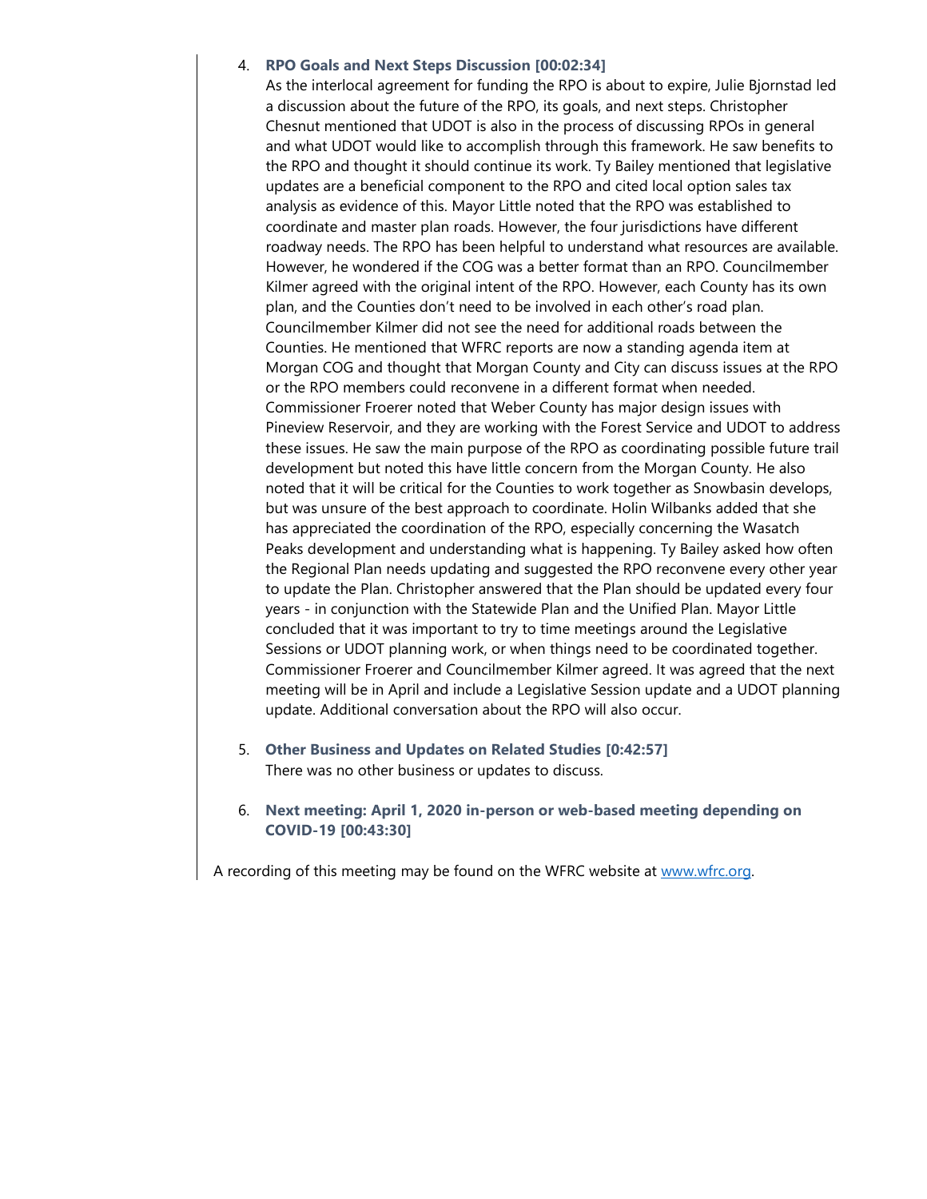4. **RPO Goals and Next Steps Discussion [00:02:34]**
   As the interlocal agreement for funding the RPO is about to expire, Julie Bjornstad led a discussion about the future of the RPO, its goals, and next steps. Christopher Chesnut mentioned that UDOT is also in the process of discussing RPOs in general and what UDOT would like to accomplish through this framework. He saw benefits to the RPO and thought it should continue its work. Ty Bailey mentioned that legislative updates are a beneficial component to the RPO and cited local option sales tax analysis as evidence of this. Mayor Little noted that the RPO was established to coordinate and master plan roads. However, the four jurisdictions have different roadway needs. The RPO has been helpful to understand what resources are available. However, he wondered if the COG was a better format than an RPO. Councilmember Kilmer agreed with the original intent of the RPO. However, each County has its own plan, and the Counties don't need to be involved in each other's road plan. Councilmember Kilmer did not see the need for additional roads between the Counties. He mentioned that WFRC reports are now a standing agenda item at Morgan COG and thought that Morgan County and City can discuss issues at the RPO or the RPO members could reconvene in a different format when needed. Commissioner Froerer noted that Weber County has major design issues with Pineview Reservoir, and they are working with the Forest Service and UDOT to address these issues. He saw the main purpose of the RPO as coordinating possible future trail development but noted this have little concern from the Morgan County. He also noted that it will be critical for the Counties to work together as Snowbasin develops, but was unsure of the best approach to coordinate. Holin Wilbanks added that she has appreciated the coordination of the RPO, especially concerning the Wasatch Peaks development and understanding what is happening. Ty Bailey asked how often the Regional Plan needs updating and suggested the RPO reconvene every other year to update the Plan. Christopher answered that the Plan should be updated every four years - in conjunction with the Statewide Plan and the Unified Plan. Mayor Little concluded that it was important to try to time meetings around the Legislative Sessions or UDOT planning work, or when things need to be coordinated together. Commissioner Froerer and Councilmember Kilmer agreed. It was agreed that the next meeting will be in April and include a Legislative Session update and a UDOT planning update. Additional conversation about the RPO will also occur.

5. **Other Business and Updates on Related Studies [0:42:57]**
   There was no other business or updates to discuss.

6. **Next meeting: April 1, 2020 in-person or web-based meeting depending on COVID-19 [00:43:30]**

A recording of this meeting may be found on the WFRC website at www.wfrc.org.